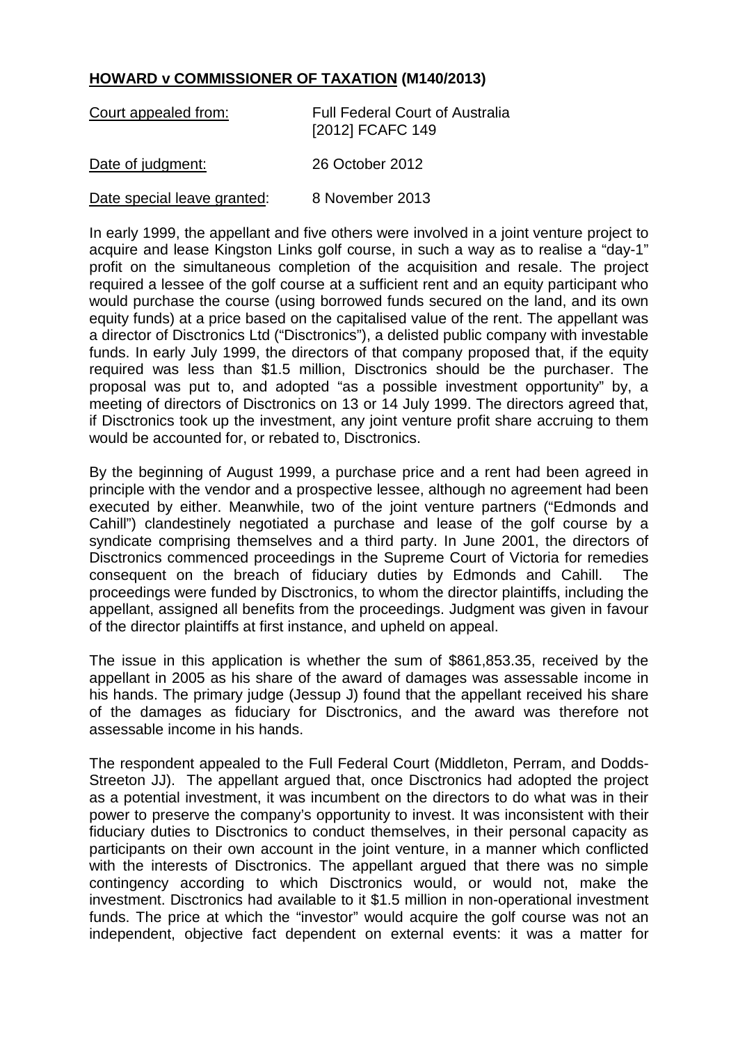**HOWARD v COMMISSIONER OF TAXATION (M140/2013)**

| Court appealed from: | Full Federal Court of Australia [2012] FCAFC 149 |
|---|---|
| Date of judgment: | 26 October 2012 |
| Date special leave granted: | 8 November 2013 |

In early 1999, the appellant and five others were involved in a joint venture project to acquire and lease Kingston Links golf course, in such a way as to realise a "day-1" profit on the simultaneous completion of the acquisition and resale. The project required a lessee of the golf course at a sufficient rent and an equity participant who would purchase the course (using borrowed funds secured on the land, and its own equity funds) at a price based on the capitalised value of the rent. The appellant was a director of Disctronics Ltd ("Disctronics"), a delisted public company with investable funds. In early July 1999, the directors of that company proposed that, if the equity required was less than $1.5 million, Disctronics should be the purchaser. The proposal was put to, and adopted "as a possible investment opportunity" by, a meeting of directors of Disctronics on 13 or 14 July 1999. The directors agreed that, if Disctronics took up the investment, any joint venture profit share accruing to them would be accounted for, or rebated to, Disctronics.

By the beginning of August 1999, a purchase price and a rent had been agreed in principle with the vendor and a prospective lessee, although no agreement had been executed by either. Meanwhile, two of the joint venture partners ("Edmonds and Cahill") clandestinely negotiated a purchase and lease of the golf course by a syndicate comprising themselves and a third party. In June 2001, the directors of Disctronics commenced proceedings in the Supreme Court of Victoria for remedies consequent on the breach of fiduciary duties by Edmonds and Cahill. The proceedings were funded by Disctronics, to whom the director plaintiffs, including the appellant, assigned all benefits from the proceedings. Judgment was given in favour of the director plaintiffs at first instance, and upheld on appeal.

The issue in this application is whether the sum of $861,853.35, received by the appellant in 2005 as his share of the award of damages was assessable income in his hands. The primary judge (Jessup J) found that the appellant received his share of the damages as fiduciary for Disctronics, and the award was therefore not assessable income in his hands.

The respondent appealed to the Full Federal Court (Middleton, Perram, and Dodds-Streeton JJ). The appellant argued that, once Disctronics had adopted the project as a potential investment, it was incumbent on the directors to do what was in their power to preserve the company's opportunity to invest. It was inconsistent with their fiduciary duties to Disctronics to conduct themselves, in their personal capacity as participants on their own account in the joint venture, in a manner which conflicted with the interests of Disctronics. The appellant argued that there was no simple contingency according to which Disctronics would, or would not, make the investment. Disctronics had available to it $1.5 million in non-operational investment funds. The price at which the "investor" would acquire the golf course was not an independent, objective fact dependent on external events: it was a matter for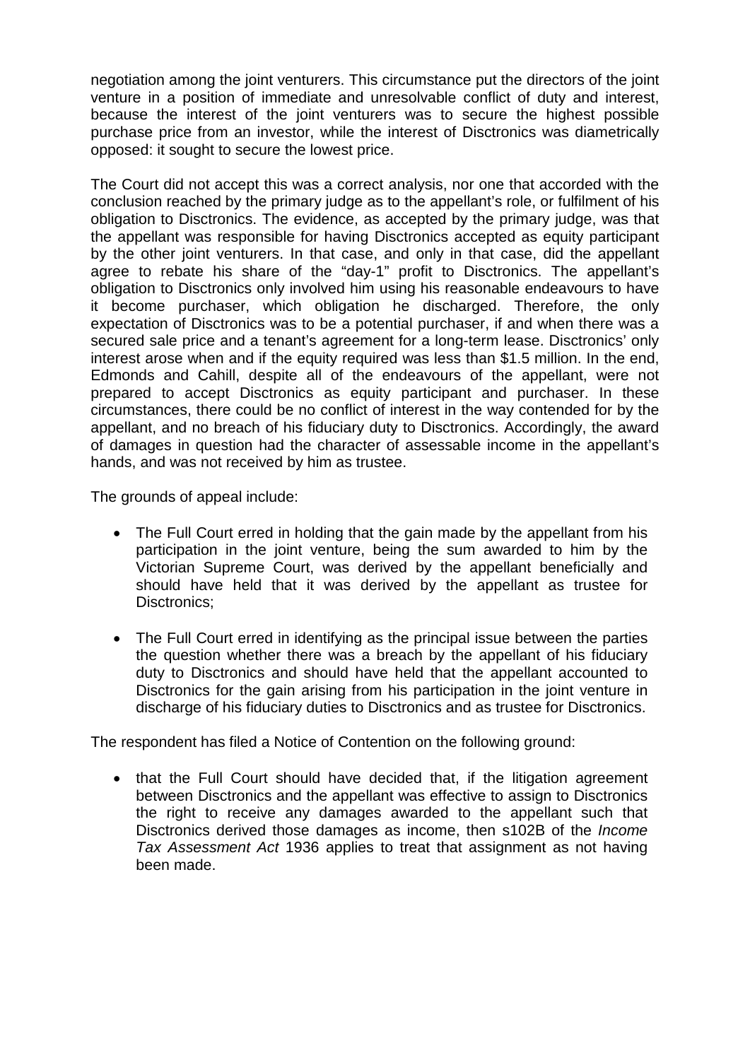negotiation among the joint venturers. This circumstance put the directors of the joint venture in a position of immediate and unresolvable conflict of duty and interest, because the interest of the joint venturers was to secure the highest possible purchase price from an investor, while the interest of Disctronics was diametrically opposed: it sought to secure the lowest price.

The Court did not accept this was a correct analysis, nor one that accorded with the conclusion reached by the primary judge as to the appellant's role, or fulfilment of his obligation to Disctronics. The evidence, as accepted by the primary judge, was that the appellant was responsible for having Disctronics accepted as equity participant by the other joint venturers. In that case, and only in that case, did the appellant agree to rebate his share of the "day-1" profit to Disctronics. The appellant's obligation to Disctronics only involved him using his reasonable endeavours to have it become purchaser, which obligation he discharged. Therefore, the only expectation of Disctronics was to be a potential purchaser, if and when there was a secured sale price and a tenant's agreement for a long-term lease. Disctronics' only interest arose when and if the equity required was less than $1.5 million. In the end, Edmonds and Cahill, despite all of the endeavours of the appellant, were not prepared to accept Disctronics as equity participant and purchaser. In these circumstances, there could be no conflict of interest in the way contended for by the appellant, and no breach of his fiduciary duty to Disctronics. Accordingly, the award of damages in question had the character of assessable income in the appellant's hands, and was not received by him as trustee.

The grounds of appeal include:

- The Full Court erred in holding that the gain made by the appellant from his participation in the joint venture, being the sum awarded to him by the Victorian Supreme Court, was derived by the appellant beneficially and should have held that it was derived by the appellant as trustee for Disctronics;
- The Full Court erred in identifying as the principal issue between the parties the question whether there was a breach by the appellant of his fiduciary duty to Disctronics and should have held that the appellant accounted to Disctronics for the gain arising from his participation in the joint venture in discharge of his fiduciary duties to Disctronics and as trustee for Disctronics.

The respondent has filed a Notice of Contention on the following ground:

- that the Full Court should have decided that, if the litigation agreement between Disctronics and the appellant was effective to assign to Disctronics the right to receive any damages awarded to the appellant such that Disctronics derived those damages as income, then s102B of the *Income Tax Assessment Act* 1936 applies to treat that assignment as not having been made.